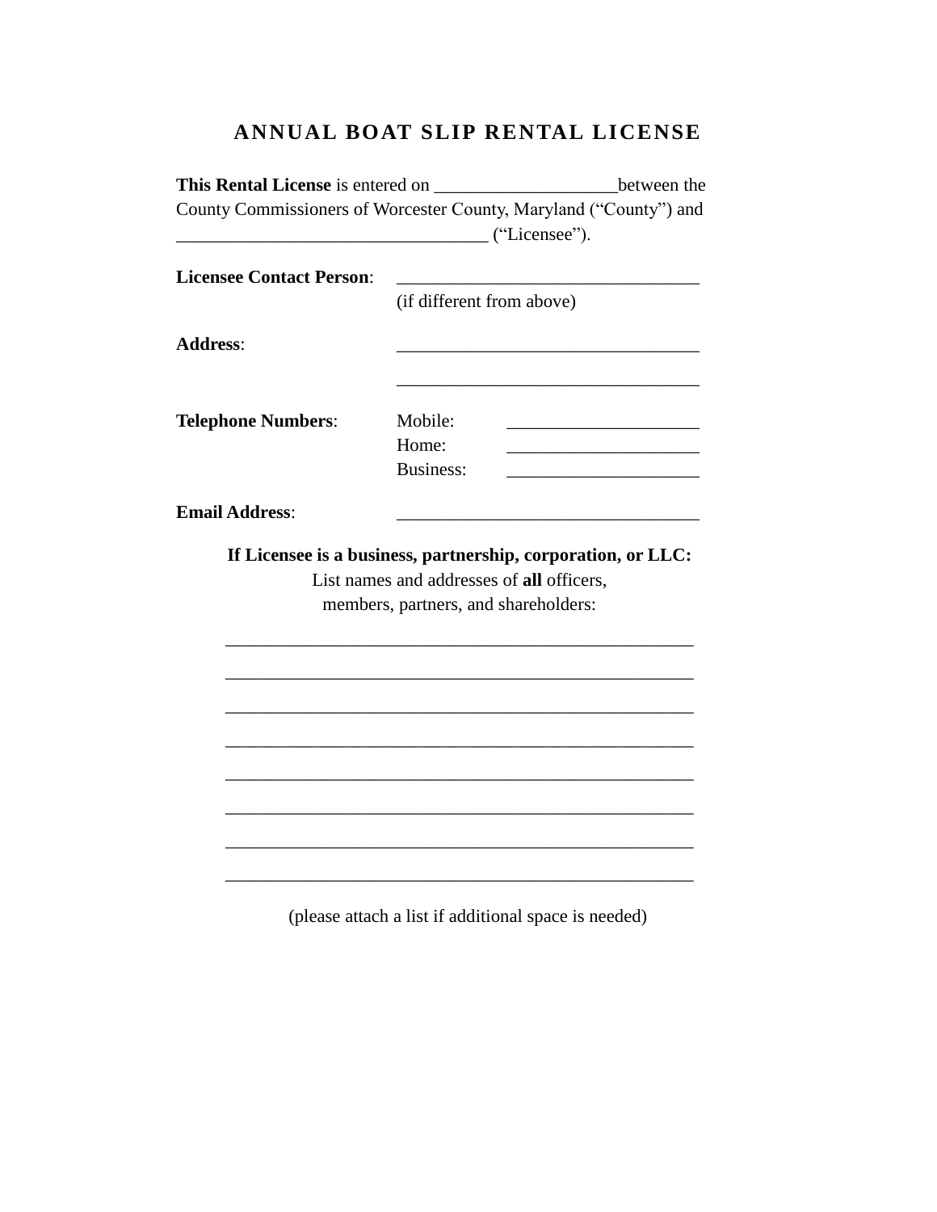# ANNUAL BOAT SLIP RENTAL LICENSE

**This Rental License** is entered on ____________________between the County Commissioners of Worcester County, Maryland ("County") and __________________________________ ("Licensee").

**Licensee Contact Person**: __________________________________
(if different from above)

**Address**: __________________________________

__________________________________

**Telephone Numbers**:
Mobile: _____________________
Home: _____________________
Business: _____________________

**Email Address**: __________________________________

**If Licensee is a business, partnership, corporation, or LLC:**
List names and addresses of **all** officers,
members, partners, and shareholders:

_____________________________________________________

_____________________________________________________

_____________________________________________________

_____________________________________________________

_____________________________________________________

_____________________________________________________

_____________________________________________________

_____________________________________________________

(please attach a list if additional space is needed)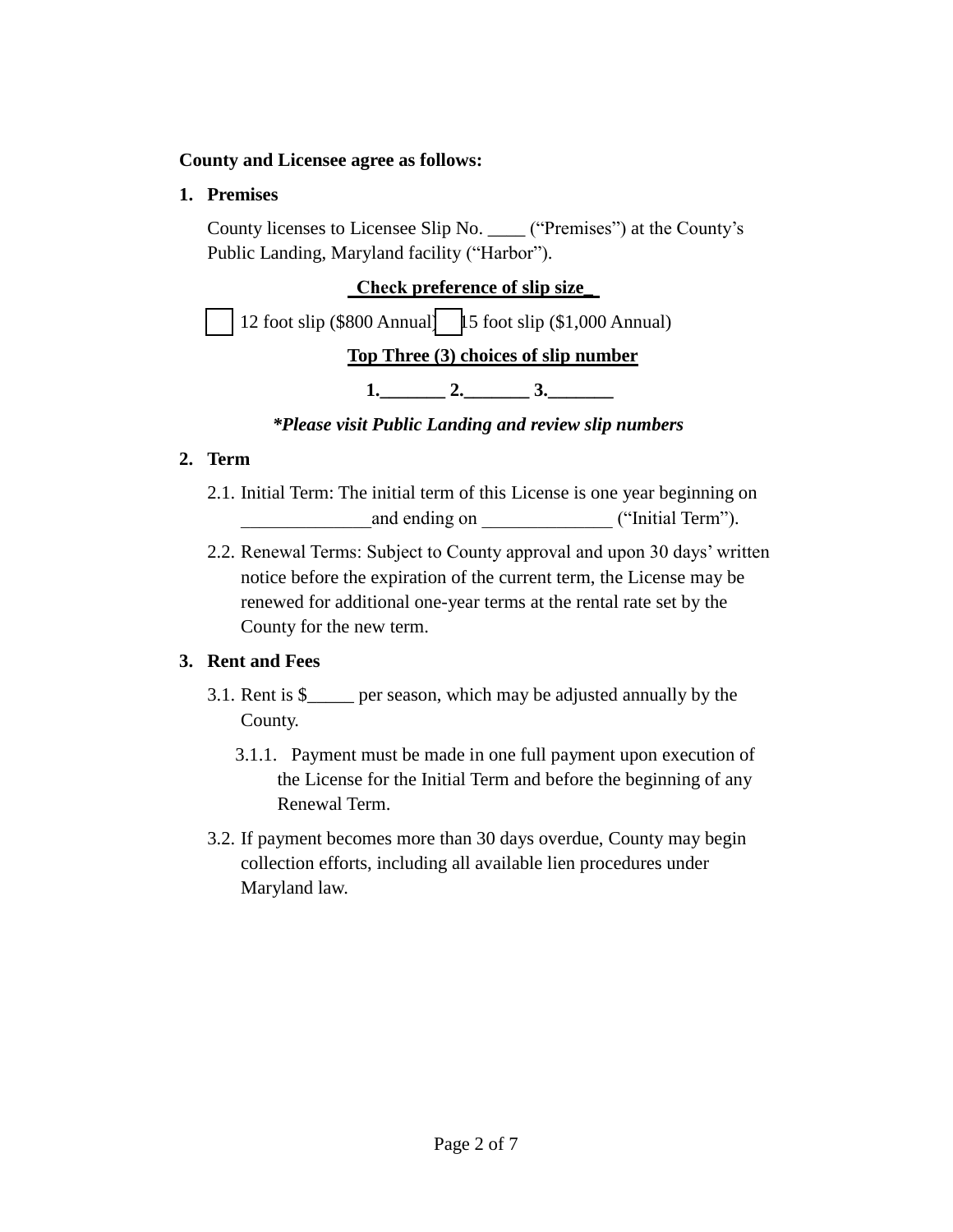**County and Licensee agree as follows:**

1. **Premises**

   County licenses to Licensee Slip No. ____ (“Premises”) at the County’s Public Landing, Maryland facility (“Harbor”).

   **Check preference of slip size**

   ☐ 12 foot slip ($800 Annual) ☐ 15 foot slip ($1,000 Annual)

   **Top Three (3) choices of slip number**

   **1._______ 2._______ 3._______**

   ***Please visit Public Landing and review slip numbers**

2. **Term**

   2.1. Initial Term: The initial term of this License is one year beginning on _____________and ending on _____________ (“Initial Term”).

   2.2. Renewal Terms: Subject to County approval and upon 30 days’ written notice before the expiration of the current term, the License may be renewed for additional one-year terms at the rental rate set by the County for the new term.

3. **Rent and Fees**

   3.1. Rent is $_____ per season, which may be adjusted annually by the County.

   3.1.1. Payment must be made in one full payment upon execution of the License for the Initial Term and before the beginning of any Renewal Term.

   3.2. If payment becomes more than 30 days overdue, County may begin collection efforts, including all available lien procedures under Maryland law.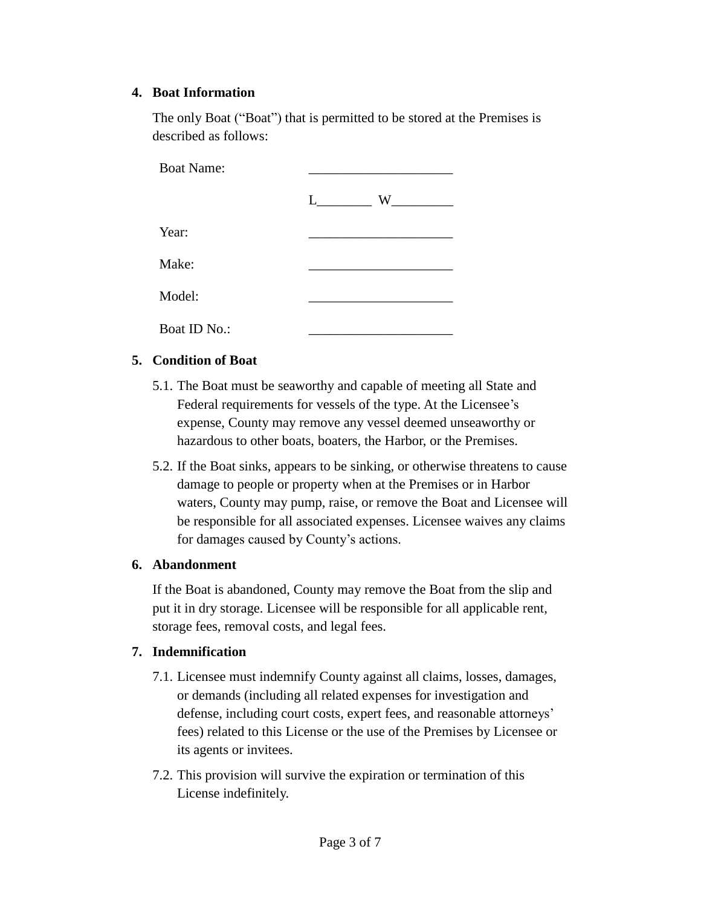## 4. Boat Information

The only Boat ("Boat") that is permitted to be stored at the Premises is described as follows:

| | |
|---|---|
| Boat Name: | _____________________ |
| | L________ W_________ |
| Year: | _____________________ |
| Make: | _____________________ |
| Model: | _____________________ |
| Boat ID No.: | _____________________ |

## 5. Condition of Boat

5.1. The Boat must be seaworthy and capable of meeting all State and Federal requirements for vessels of the type. At the Licensee's expense, County may remove any vessel deemed unseaworthy or hazardous to other boats, boaters, the Harbor, or the Premises.

5.2. If the Boat sinks, appears to be sinking, or otherwise threatens to cause damage to people or property when at the Premises or in Harbor waters, County may pump, raise, or remove the Boat and Licensee will be responsible for all associated expenses. Licensee waives any claims for damages caused by County's actions.

## 6. Abandonment

If the Boat is abandoned, County may remove the Boat from the slip and put it in dry storage. Licensee will be responsible for all applicable rent, storage fees, removal costs, and legal fees.

## 7. Indemnification

7.1. Licensee must indemnify County against all claims, losses, damages, or demands (including all related expenses for investigation and defense, including court costs, expert fees, and reasonable attorneys' fees) related to this License or the use of the Premises by Licensee or its agents or invitees.

7.2. This provision will survive the expiration or termination of this License indefinitely.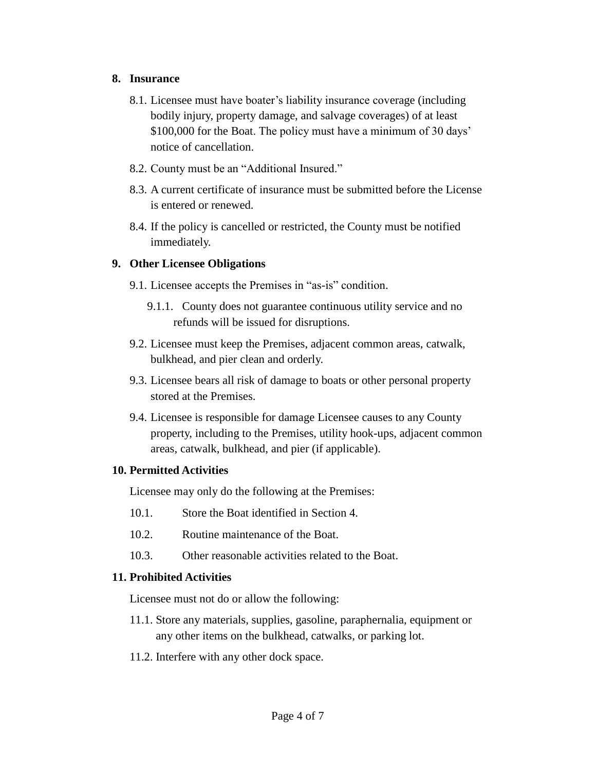## 8. Insurance

8.1. Licensee must have boater's liability insurance coverage (including bodily injury, property damage, and salvage coverages) of at least $100,000 for the Boat. The policy must have a minimum of 30 days' notice of cancellation.

8.2. County must be an "Additional Insured."

8.3. A current certificate of insurance must be submitted before the License is entered or renewed.

8.4. If the policy is cancelled or restricted, the County must be notified immediately.

## 9. Other Licensee Obligations

9.1. Licensee accepts the Premises in "as-is" condition.

9.1.1. County does not guarantee continuous utility service and no refunds will be issued for disruptions.

9.2. Licensee must keep the Premises, adjacent common areas, catwalk, bulkhead, and pier clean and orderly.

9.3. Licensee bears all risk of damage to boats or other personal property stored at the Premises.

9.4. Licensee is responsible for damage Licensee causes to any County property, including to the Premises, utility hook-ups, adjacent common areas, catwalk, bulkhead, and pier (if applicable).

## 10. Permitted Activities

Licensee may only do the following at the Premises:

10.1. Store the Boat identified in Section 4.

10.2. Routine maintenance of the Boat.

10.3. Other reasonable activities related to the Boat.

## 11. Prohibited Activities

Licensee must not do or allow the following:

11.1. Store any materials, supplies, gasoline, paraphernalia, equipment or any other items on the bulkhead, catwalks, or parking lot.

11.2. Interfere with any other dock space.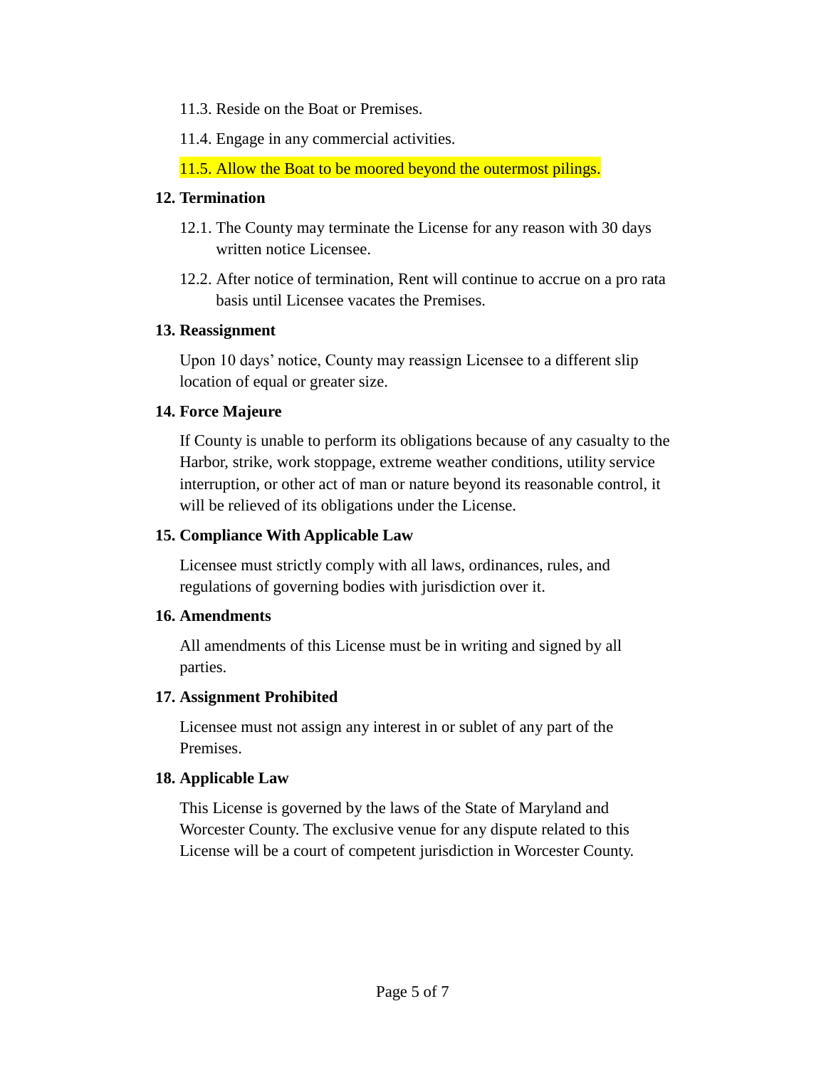11.3. Reside on the Boat or Premises.

11.4. Engage in any commercial activities.

11.5. Allow the Boat to be moored beyond the outermost pilings.

**12. Termination**

12.1. The County may terminate the License for any reason with 30 days written notice Licensee.

12.2. After notice of termination, Rent will continue to accrue on a pro rata basis until Licensee vacates the Premises.

**13. Reassignment**

Upon 10 days' notice, County may reassign Licensee to a different slip location of equal or greater size.

**14. Force Majeure**

If County is unable to perform its obligations because of any casualty to the Harbor, strike, work stoppage, extreme weather conditions, utility service interruption, or other act of man or nature beyond its reasonable control, it will be relieved of its obligations under the License.

**15. Compliance With Applicable Law**

Licensee must strictly comply with all laws, ordinances, rules, and regulations of governing bodies with jurisdiction over it.

**16. Amendments**

All amendments of this License must be in writing and signed by all parties.

**17. Assignment Prohibited**

Licensee must not assign any interest in or sublet of any part of the Premises.

**18. Applicable Law**

This License is governed by the laws of the State of Maryland and Worcester County. The exclusive venue for any dispute related to this License will be a court of competent jurisdiction in Worcester County.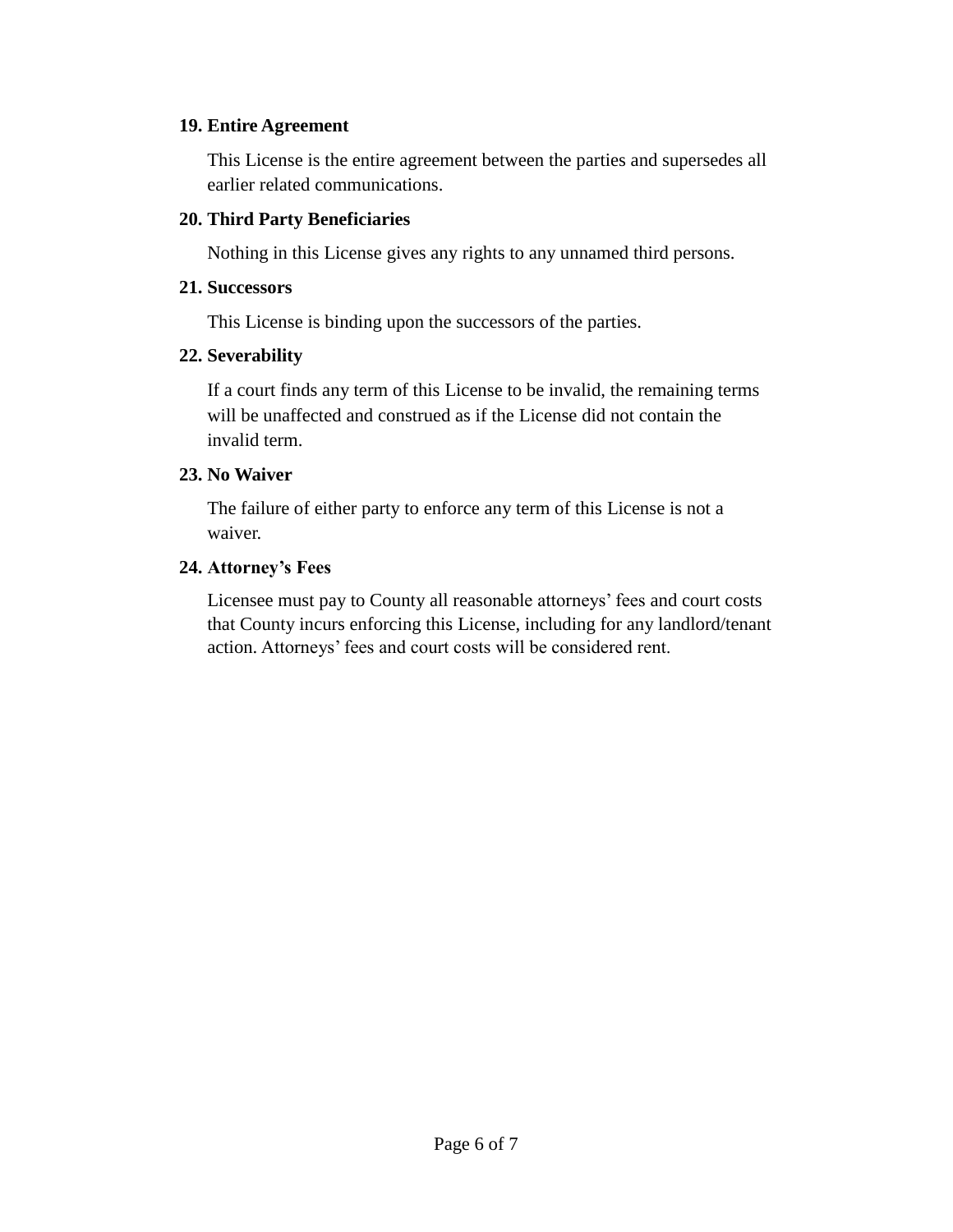**19. Entire Agreement**

This License is the entire agreement between the parties and supersedes all earlier related communications.

**20. Third Party Beneficiaries**

Nothing in this License gives any rights to any unnamed third persons.

**21. Successors**

This License is binding upon the successors of the parties.

**22. Severability**

If a court finds any term of this License to be invalid, the remaining terms will be unaffected and construed as if the License did not contain the invalid term.

**23. No Waiver**

The failure of either party to enforce any term of this License is not a waiver.

**24. Attorney's Fees**

Licensee must pay to County all reasonable attorneys' fees and court costs that County incurs enforcing this License, including for any landlord/tenant action. Attorneys' fees and court costs will be considered rent.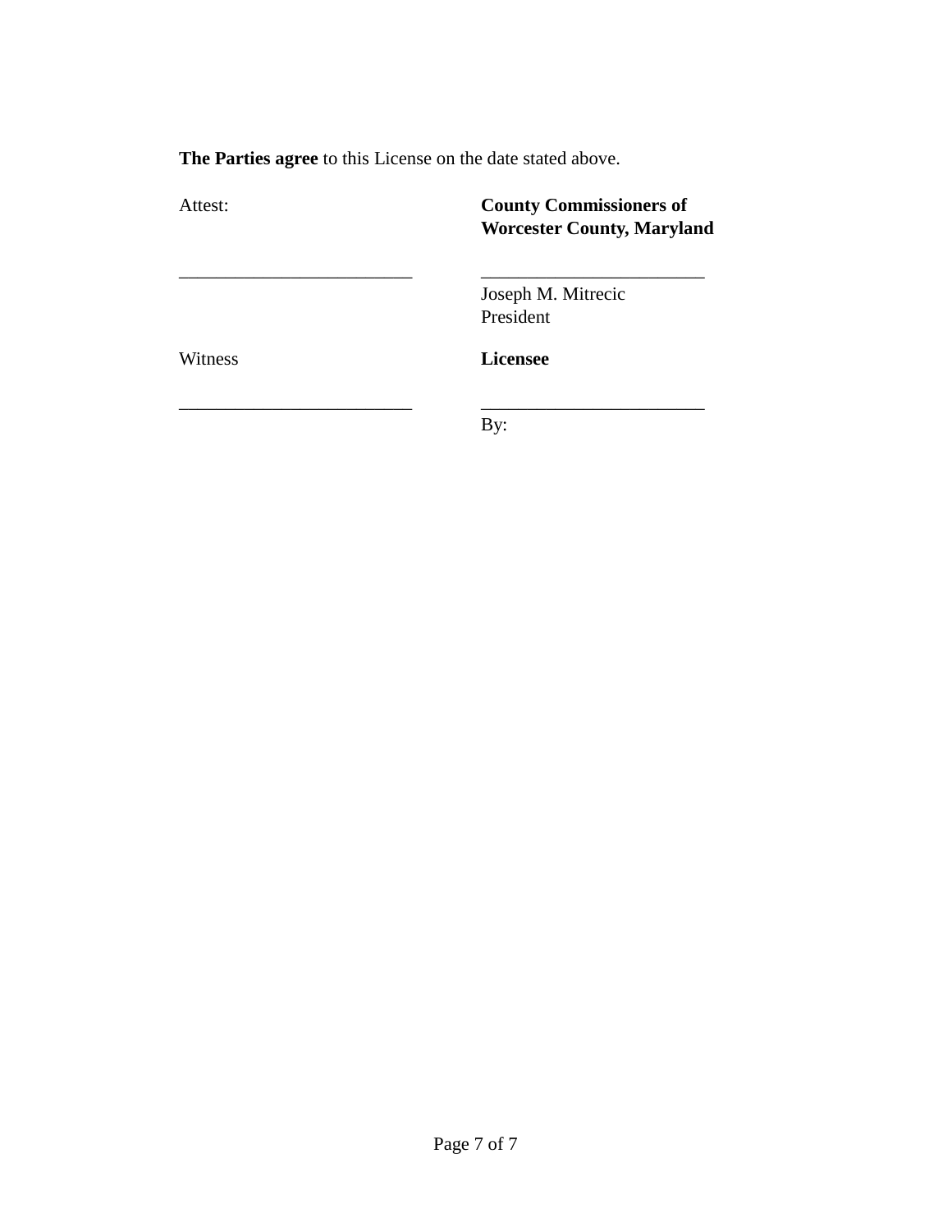**The Parties agree** to this License on the date stated above.

| | |
|---|---|
| Attest: | **County Commissioners of Worcester County, Maryland** |
| _________________________ | _________________________ |
| | Joseph M. Mitrecic<br>President |
| Witness | **Licensee** |
| _________________________ | _________________________ |
| | By: |